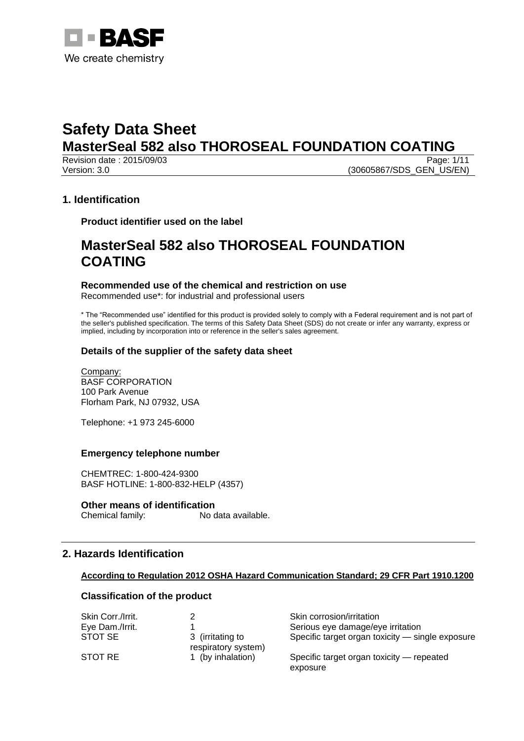# Safety Data Sheet
# MasterSeal 582 also THOROSEAL FOUNDATION COATING

Revision date : 2015/09/03
Version: 3.0 (30605867/SDS_GEN_US/EN)

## 1. Identification

### Product identifier used on the label

# MasterSeal 582 also THOROSEAL FOUNDATION COATING

### Recommended use of the chemical and restriction on use

Recommended use*: for industrial and professional users

* The "Recommended use" identified for this product is provided solely to comply with a Federal requirement and is not part of the seller's published specification. The terms of this Safety Data Sheet (SDS) do not create or infer any warranty, express or implied, including by incorporation into or reference in the seller's sales agreement.

### Details of the supplier of the safety data sheet

Company:
BASF CORPORATION
100 Park Avenue
Florham Park, NJ 07932, USA

Telephone: +1 973 245-6000

### Emergency telephone number

CHEMTREC: 1-800-424-9300
BASF HOTLINE: 1-800-832-HELP (4357)

### Other means of identification

Chemical family: No data available.

## 2. Hazards Identification

**According to Regulation 2012 OSHA Hazard Communication Standard; 29 CFR Part 1910.1200**

### Classification of the product

| | | |
|---|---|---|
| Skin Corr./Irrit. | 2 | Skin corrosion/irritation |
| Eye Dam./Irrit. | 1 | Serious eye damage/eye irritation |
| STOT SE | 3 (irritating to respiratory system) | Specific target organ toxicity — single exposure |
| STOT RE | 1 (by inhalation) | Specific target organ toxicity — repeated exposure |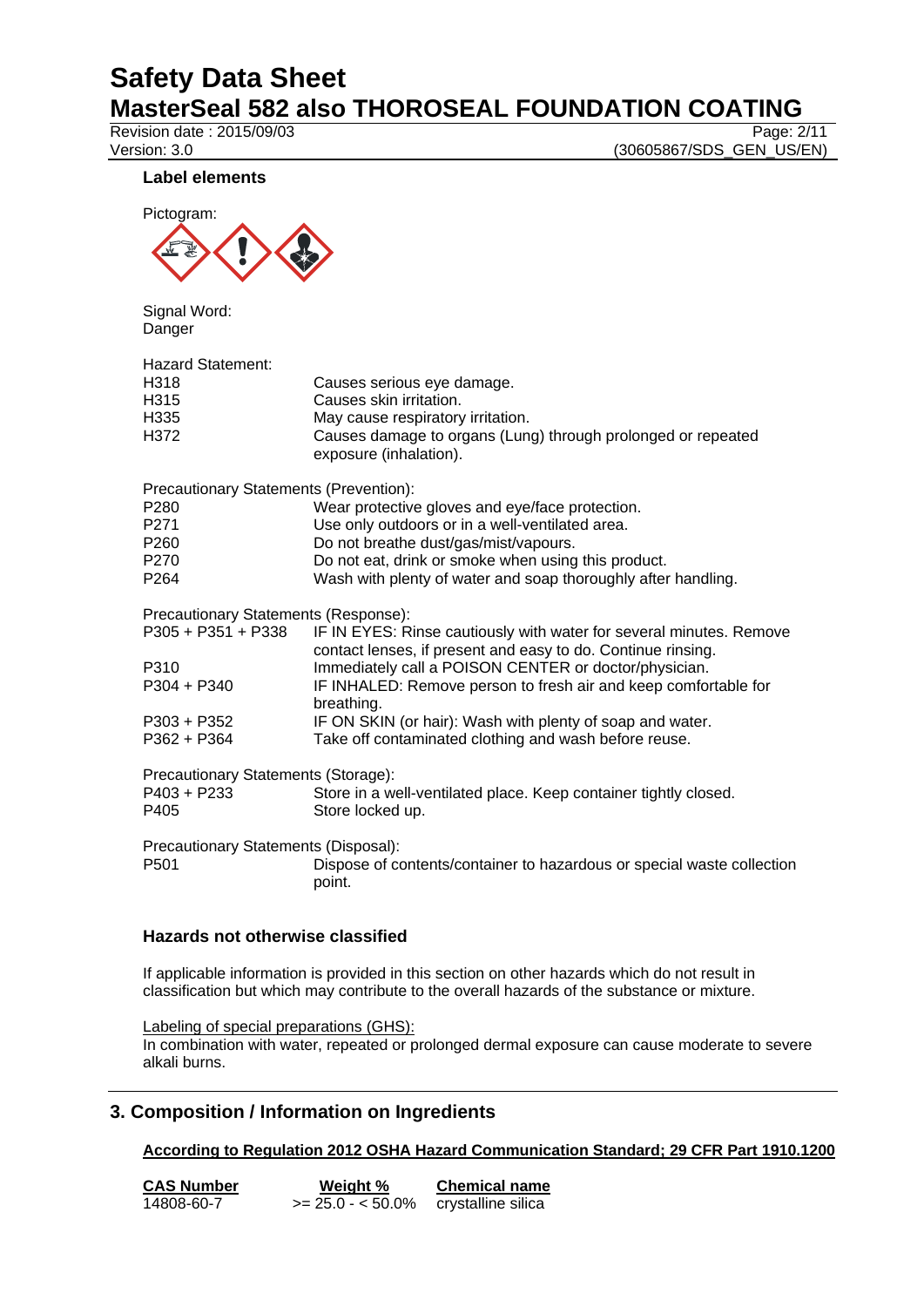### Label elements

Pictogram:

Signal Word:
Danger

Hazard Statement:

| | |
|---|---|
| H318 | Causes serious eye damage. |
| H315 | Causes skin irritation. |
| H335 | May cause respiratory irritation. |
| H372 | Causes damage to organs (Lung) through prolonged or repeated exposure (inhalation). |

Precautionary Statements (Prevention):

| | |
|---|---|
| P280 | Wear protective gloves and eye/face protection. |
| P271 | Use only outdoors or in a well-ventilated area. |
| P260 | Do not breathe dust/gas/mist/vapours. |
| P270 | Do not eat, drink or smoke when using this product. |
| P264 | Wash with plenty of water and soap thoroughly after handling. |

Precautionary Statements (Response):

| | |
|---|---|
| P305 + P351 + P338 | IF IN EYES: Rinse cautiously with water for several minutes. Remove contact lenses, if present and easy to do. Continue rinsing. |
| P310 | Immediately call a POISON CENTER or doctor/physician. |
| P304 + P340 | IF INHALED: Remove person to fresh air and keep comfortable for breathing. |
| P303 + P352 | IF ON SKIN (or hair): Wash with plenty of soap and water. |
| P362 + P364 | Take off contaminated clothing and wash before reuse. |

Precautionary Statements (Storage):

| | |
|---|---|
| P403 + P233 | Store in a well-ventilated place. Keep container tightly closed. |
| P405 | Store locked up. |

Precautionary Statements (Disposal):

| | |
|---|---|
| P501 | Dispose of contents/container to hazardous or special waste collection point. |

### Hazards not otherwise classified

If applicable information is provided in this section on other hazards which do not result in classification but which may contribute to the overall hazards of the substance or mixture.

Labeling of special preparations (GHS):
In combination with water, repeated or prolonged dermal exposure can cause moderate to severe alkali burns.

## 3. Composition / Information on Ingredients

**According to Regulation 2012 OSHA Hazard Communication Standard; 29 CFR Part 1910.1200**

| CAS Number | Weight % | Chemical name |
|---|---|---|
| 14808-60-7 | >= 25.0 - < 50.0% | crystalline silica |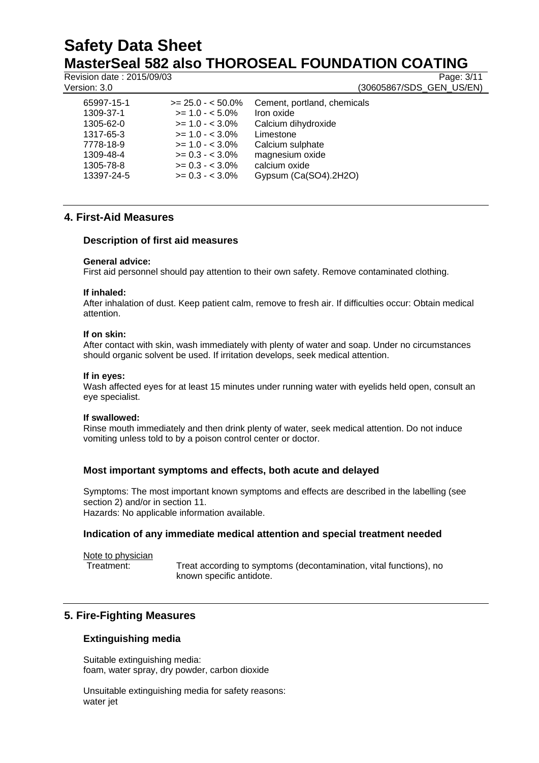| | | |
|---|---|---|
| 65997-15-1 | >= 25.0 - < 50.0% | Cement, portland, chemicals |
| 1309-37-1 | >= 1.0 - < 5.0% | Iron oxide |
| 1305-62-0 | >= 1.0 - < 3.0% | Calcium dihydroxide |
| 1317-65-3 | >= 1.0 - < 3.0% | Limestone |
| 7778-18-9 | >= 1.0 - < 3.0% | Calcium sulphate |
| 1309-48-4 | >= 0.3 - < 3.0% | magnesium oxide |
| 1305-78-8 | >= 0.3 - < 3.0% | calcium oxide |
| 13397-24-5 | >= 0.3 - < 3.0% | Gypsum (Ca(SO4).2H2O) |

## 4. First-Aid Measures

### Description of first aid measures

**General advice:**
First aid personnel should pay attention to their own safety. Remove contaminated clothing.

**If inhaled:**
After inhalation of dust. Keep patient calm, remove to fresh air. If difficulties occur: Obtain medical attention.

**If on skin:**
After contact with skin, wash immediately with plenty of water and soap. Under no circumstances should organic solvent be used. If irritation develops, seek medical attention.

**If in eyes:**
Wash affected eyes for at least 15 minutes under running water with eyelids held open, consult an eye specialist.

**If swallowed:**
Rinse mouth immediately and then drink plenty of water, seek medical attention. Do not induce vomiting unless told to by a poison control center or doctor.

### Most important symptoms and effects, both acute and delayed

Symptoms: The most important known symptoms and effects are described in the labelling (see section 2) and/or in section 11.
Hazards: No applicable information available.

### Indication of any immediate medical attention and special treatment needed

Note to physician
Treatment: Treat according to symptoms (decontamination, vital functions), no known specific antidote.

## 5. Fire-Fighting Measures

### Extinguishing media

Suitable extinguishing media:
foam, water spray, dry powder, carbon dioxide

Unsuitable extinguishing media for safety reasons:
water jet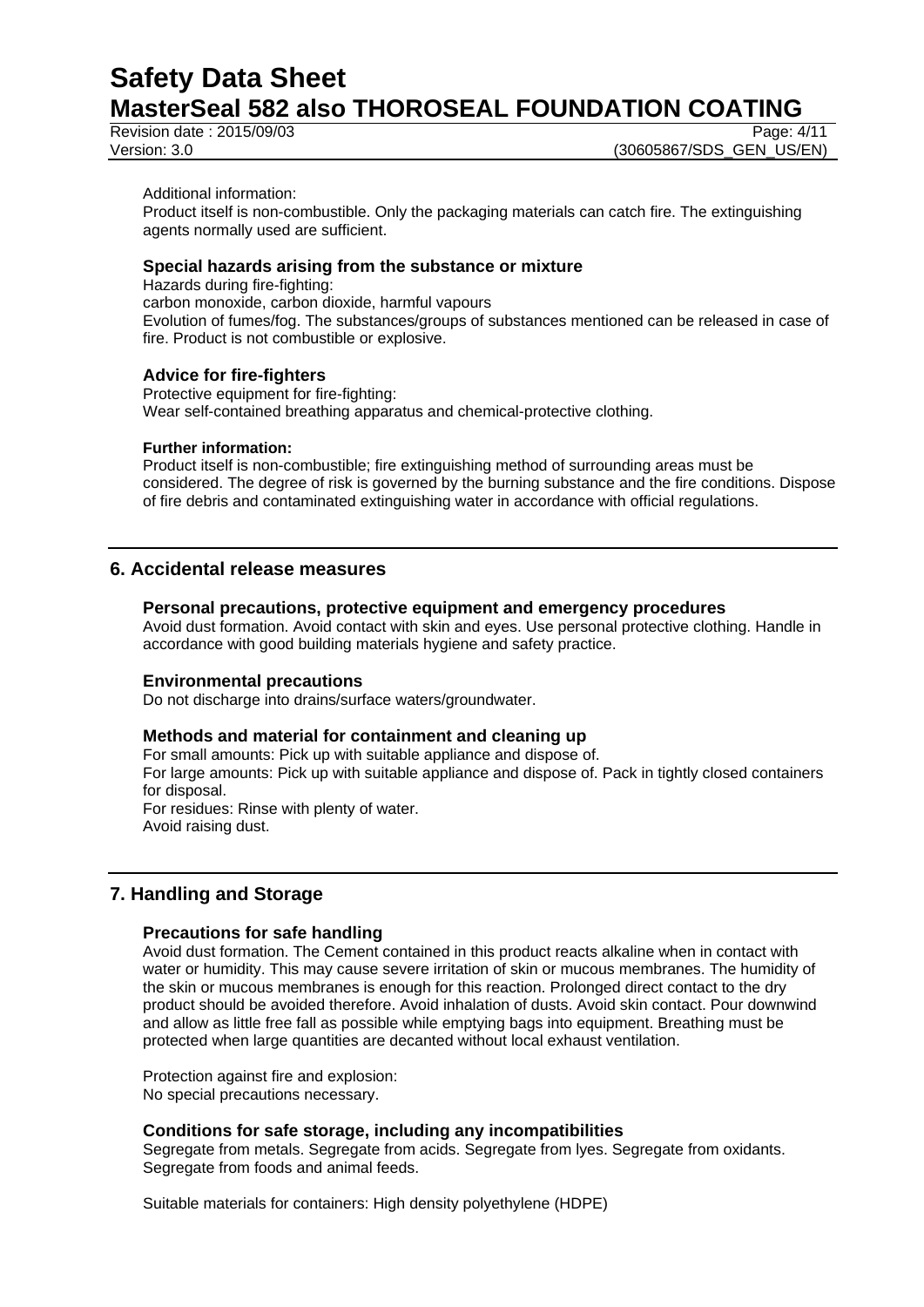Additional information:
Product itself is non-combustible. Only the packaging materials can catch fire. The extinguishing agents normally used are sufficient.

### Special hazards arising from the substance or mixture

Hazards during fire-fighting:
carbon monoxide, carbon dioxide, harmful vapours
Evolution of fumes/fog. The substances/groups of substances mentioned can be released in case of fire. Product is not combustible or explosive.

### Advice for fire-fighters

Protective equipment for fire-fighting:
Wear self-contained breathing apparatus and chemical-protective clothing.

**Further information:**
Product itself is non-combustible; fire extinguishing method of surrounding areas must be considered. The degree of risk is governed by the burning substance and the fire conditions. Dispose of fire debris and contaminated extinguishing water in accordance with official regulations.

## 6. Accidental release measures

### Personal precautions, protective equipment and emergency procedures

Avoid dust formation. Avoid contact with skin and eyes. Use personal protective clothing. Handle in accordance with good building materials hygiene and safety practice.

### Environmental precautions

Do not discharge into drains/surface waters/groundwater.

### Methods and material for containment and cleaning up

For small amounts: Pick up with suitable appliance and dispose of.
For large amounts: Pick up with suitable appliance and dispose of. Pack in tightly closed containers for disposal.
For residues: Rinse with plenty of water.
Avoid raising dust.

## 7. Handling and Storage

### Precautions for safe handling

Avoid dust formation. The Cement contained in this product reacts alkaline when in contact with water or humidity. This may cause severe irritation of skin or mucous membranes. The humidity of the skin or mucous membranes is enough for this reaction. Prolonged direct contact to the dry product should be avoided therefore. Avoid inhalation of dusts. Avoid skin contact. Pour downwind and allow as little free fall as possible while emptying bags into equipment. Breathing must be protected when large quantities are decanted without local exhaust ventilation.

Protection against fire and explosion:
No special precautions necessary.

### Conditions for safe storage, including any incompatibilities

Segregate from metals. Segregate from acids. Segregate from lyes. Segregate from oxidants. Segregate from foods and animal feeds.

Suitable materials for containers: High density polyethylene (HDPE)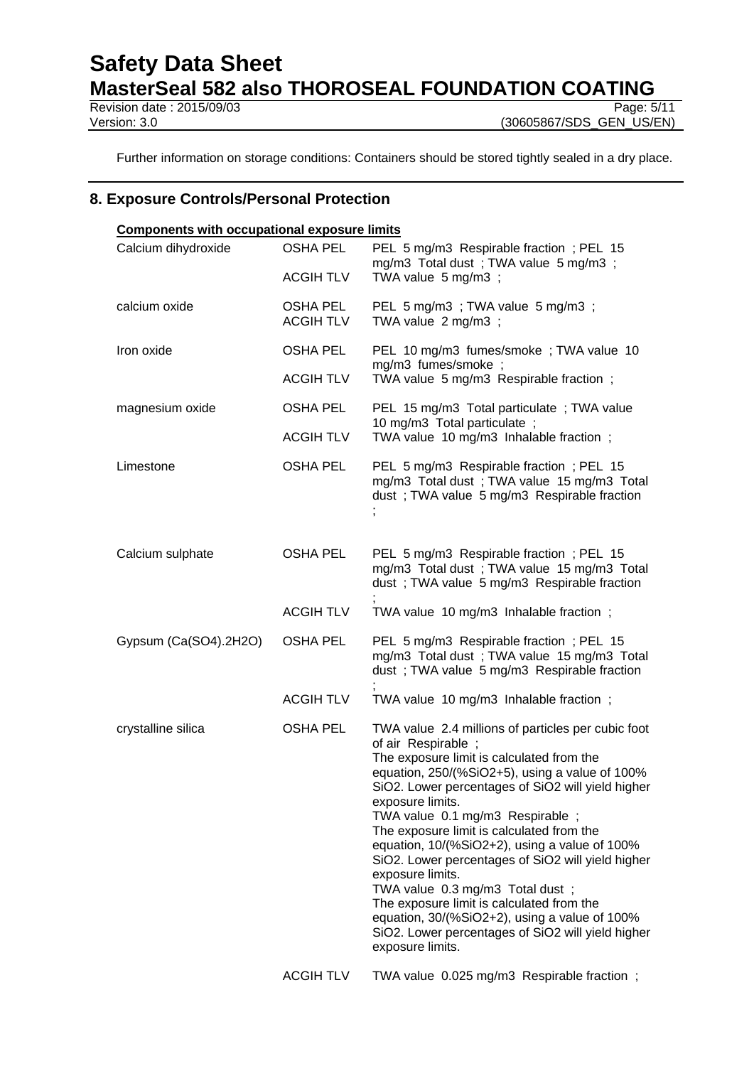Further information on storage conditions: Containers should be stored tightly sealed in a dry place.

## 8. Exposure Controls/Personal Protection

**Components with occupational exposure limits**

| | | |
|---|---|---|
| Calcium dihydroxide | OSHA PEL | PEL 5 mg/m3 Respirable fraction ; PEL 15 mg/m3 Total dust ; TWA value 5 mg/m3 ; |
| | ACGIH TLV | TWA value 5 mg/m3 ; |
| calcium oxide | OSHA PEL | PEL 5 mg/m3 ; TWA value 5 mg/m3 ; |
| | ACGIH TLV | TWA value 2 mg/m3 ; |
| Iron oxide | OSHA PEL | PEL 10 mg/m3 fumes/smoke ; TWA value 10 mg/m3 fumes/smoke ; |
| | ACGIH TLV | TWA value 5 mg/m3 Respirable fraction ; |
| magnesium oxide | OSHA PEL | PEL 15 mg/m3 Total particulate ; TWA value 10 mg/m3 Total particulate ; |
| | ACGIH TLV | TWA value 10 mg/m3 Inhalable fraction ; |
| Limestone | OSHA PEL | PEL 5 mg/m3 Respirable fraction ; PEL 15 mg/m3 Total dust ; TWA value 15 mg/m3 Total dust ; TWA value 5 mg/m3 Respirable fraction ; |
| Calcium sulphate | OSHA PEL | PEL 5 mg/m3 Respirable fraction ; PEL 15 mg/m3 Total dust ; TWA value 15 mg/m3 Total dust ; TWA value 5 mg/m3 Respirable fraction ; |
| | ACGIH TLV | TWA value 10 mg/m3 Inhalable fraction ; |
| Gypsum (Ca(SO4).2H2O) | OSHA PEL | PEL 5 mg/m3 Respirable fraction ; PEL 15 mg/m3 Total dust ; TWA value 15 mg/m3 Total dust ; TWA value 5 mg/m3 Respirable fraction ; |
| | ACGIH TLV | TWA value 10 mg/m3 Inhalable fraction ; |
| crystalline silica | OSHA PEL | TWA value 2.4 millions of particles per cubic foot of air Respirable ; The exposure limit is calculated from the equation, 250/(%SiO2+5), using a value of 100% SiO2. Lower percentages of SiO2 will yield higher exposure limits. TWA value 0.1 mg/m3 Respirable ; The exposure limit is calculated from the equation, 10/(%SiO2+2), using a value of 100% SiO2. Lower percentages of SiO2 will yield higher exposure limits. TWA value 0.3 mg/m3 Total dust ; The exposure limit is calculated from the equation, 30/(%SiO2+2), using a value of 100% SiO2. Lower percentages of SiO2 will yield higher exposure limits. |
| | ACGIH TLV | TWA value 0.025 mg/m3 Respirable fraction ; |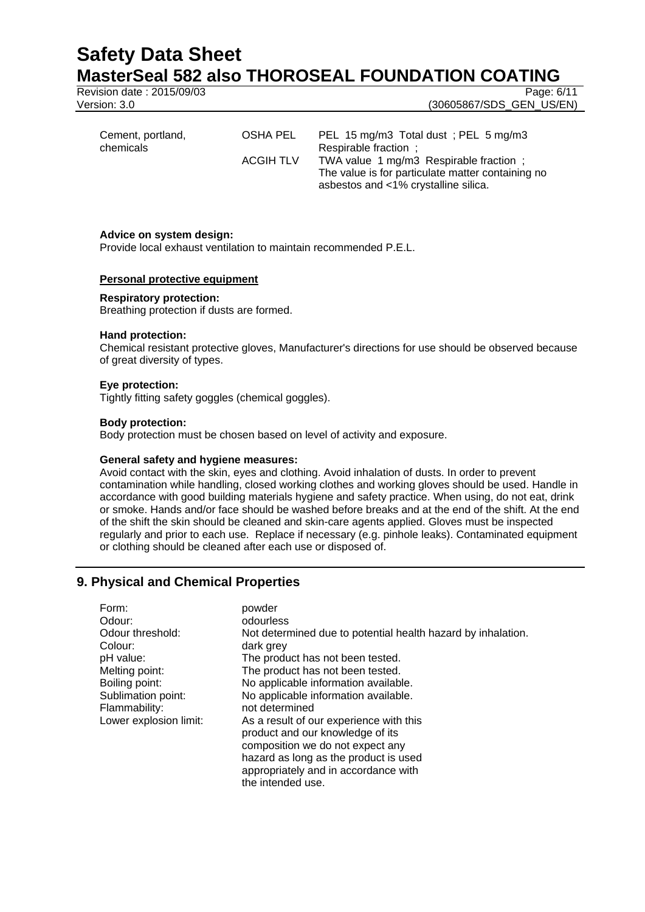| | | |
|---|---|---|
| Cement, portland, chemicals | OSHA PEL | PEL 15 mg/m3 Total dust ; PEL 5 mg/m3 Respirable fraction ; |
| | ACGIH TLV | TWA value 1 mg/m3 Respirable fraction ; The value is for particulate matter containing no asbestos and <1% crystalline silica. |

**Advice on system design:**
Provide local exhaust ventilation to maintain recommended P.E.L.

**Personal protective equipment**

**Respiratory protection:**
Breathing protection if dusts are formed.

**Hand protection:**
Chemical resistant protective gloves, Manufacturer's directions for use should be observed because of great diversity of types.

**Eye protection:**
Tightly fitting safety goggles (chemical goggles).

**Body protection:**
Body protection must be chosen based on level of activity and exposure.

**General safety and hygiene measures:**
Avoid contact with the skin, eyes and clothing. Avoid inhalation of dusts. In order to prevent contamination while handling, closed working clothes and working gloves should be used. Handle in accordance with good building materials hygiene and safety practice. When using, do not eat, drink or smoke. Hands and/or face should be washed before breaks and at the end of the shift. At the end of the shift the skin should be cleaned and skin-care agents applied. Gloves must be inspected regularly and prior to each use. Replace if necessary (e.g. pinhole leaks). Contaminated equipment or clothing should be cleaned after each use or disposed of.

## 9. Physical and Chemical Properties

| | |
|---|---|
| Form: | powder |
| Odour: | odourless |
| Odour threshold: | Not determined due to potential health hazard by inhalation. |
| Colour: | dark grey |
| pH value: | The product has not been tested. |
| Melting point: | The product has not been tested. |
| Boiling point: | No applicable information available. |
| Sublimation point: | No applicable information available. |
| Flammability: | not determined |
| Lower explosion limit: | As a result of our experience with this product and our knowledge of its composition we do not expect any hazard as long as the product is used appropriately and in accordance with the intended use. |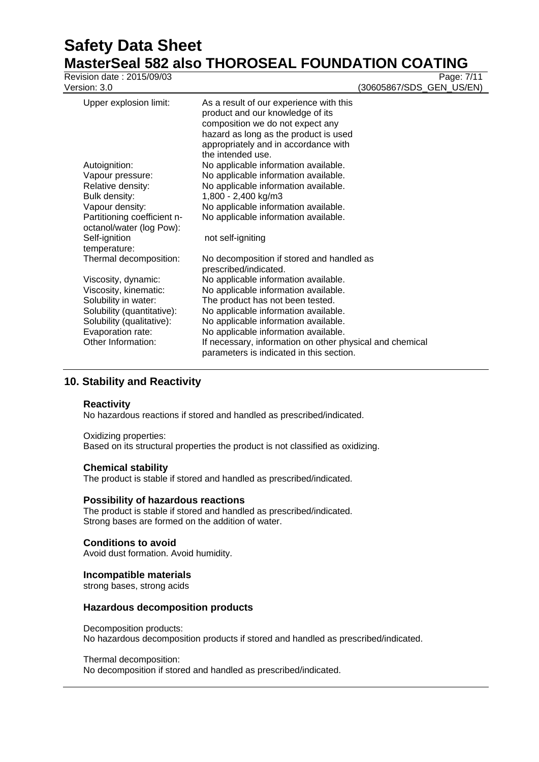| | |
|---|---|
| Upper explosion limit: | As a result of our experience with this product and our knowledge of its composition we do not expect any hazard as long as the product is used appropriately and in accordance with the intended use. |
| Autoignition: | No applicable information available. |
| Vapour pressure: | No applicable information available. |
| Relative density: | No applicable information available. |
| Bulk density: | 1,800 - 2,400 kg/m3 |
| Vapour density: | No applicable information available. |
| Partitioning coefficient n-octanol/water (log Pow): | No applicable information available. |
| Self-ignition temperature: | not self-igniting |
| Thermal decomposition: | No decomposition if stored and handled as prescribed/indicated. |
| Viscosity, dynamic: | No applicable information available. |
| Viscosity, kinematic: | No applicable information available. |
| Solubility in water: | The product has not been tested. |
| Solubility (quantitative): | No applicable information available. |
| Solubility (qualitative): | No applicable information available. |
| Evaporation rate: | No applicable information available. |
| Other Information: | If necessary, information on other physical and chemical parameters is indicated in this section. |

## 10. Stability and Reactivity

### Reactivity

No hazardous reactions if stored and handled as prescribed/indicated.

Oxidizing properties:
Based on its structural properties the product is not classified as oxidizing.

### Chemical stability

The product is stable if stored and handled as prescribed/indicated.

### Possibility of hazardous reactions

The product is stable if stored and handled as prescribed/indicated.
Strong bases are formed on the addition of water.

### Conditions to avoid

Avoid dust formation. Avoid humidity.

### Incompatible materials

strong bases, strong acids

### Hazardous decomposition products

Decomposition products:
No hazardous decomposition products if stored and handled as prescribed/indicated.

Thermal decomposition:
No decomposition if stored and handled as prescribed/indicated.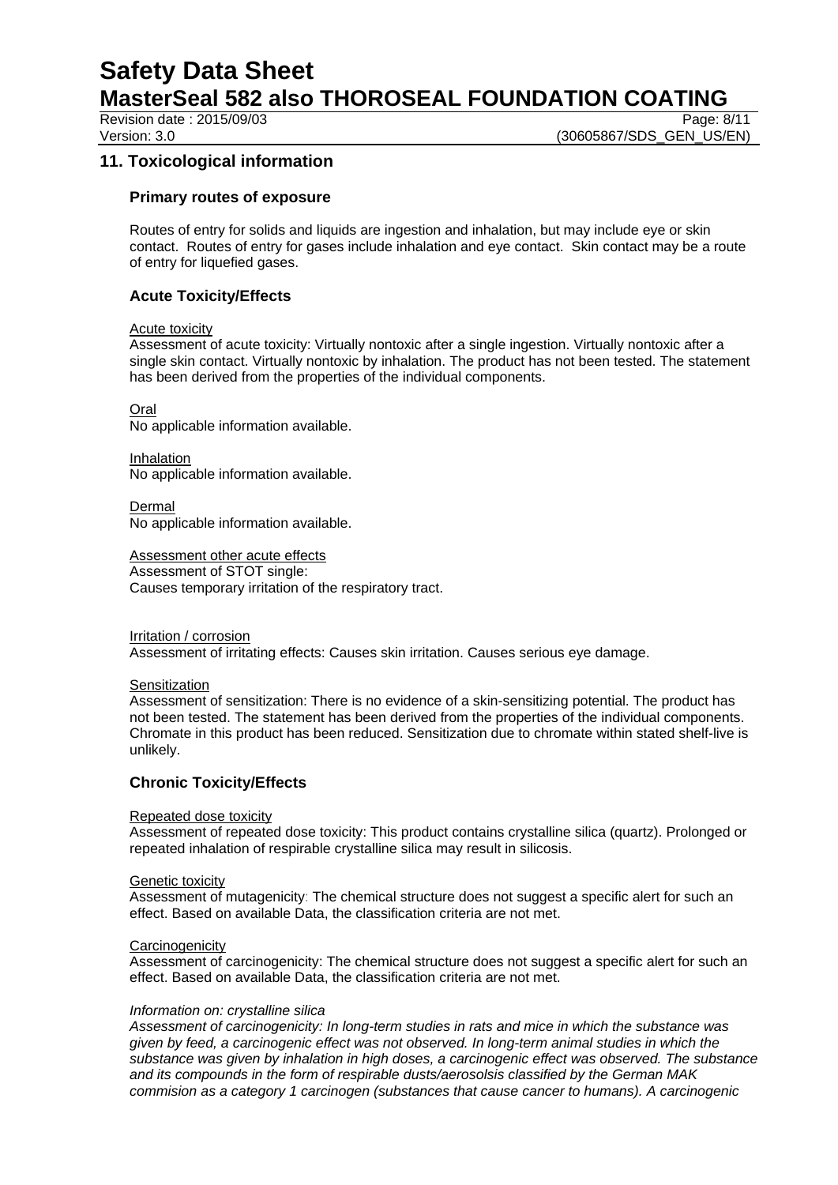## 11. Toxicological information

### Primary routes of exposure

Routes of entry for solids and liquids are ingestion and inhalation, but may include eye or skin contact. Routes of entry for gases include inhalation and eye contact. Skin contact may be a route of entry for liquefied gases.

### Acute Toxicity/Effects

Acute toxicity
Assessment of acute toxicity: Virtually nontoxic after a single ingestion. Virtually nontoxic after a single skin contact. Virtually nontoxic by inhalation. The product has not been tested. The statement has been derived from the properties of the individual components.

Oral
No applicable information available.

Inhalation
No applicable information available.

Dermal
No applicable information available.

Assessment other acute effects
Assessment of STOT single:
Causes temporary irritation of the respiratory tract.

Irritation / corrosion
Assessment of irritating effects: Causes skin irritation. Causes serious eye damage.

Sensitization
Assessment of sensitization: There is no evidence of a skin-sensitizing potential. The product has not been tested. The statement has been derived from the properties of the individual components. Chromate in this product has been reduced. Sensitization due to chromate within stated shelf-live is unlikely.

### Chronic Toxicity/Effects

Repeated dose toxicity
Assessment of repeated dose toxicity: This product contains crystalline silica (quartz). Prolonged or repeated inhalation of respirable crystalline silica may result in silicosis.

Genetic toxicity
Assessment of mutagenicity: The chemical structure does not suggest a specific alert for such an effect. Based on available Data, the classification criteria are not met.

Carcinogenicity
Assessment of carcinogenicity: The chemical structure does not suggest a specific alert for such an effect. Based on available Data, the classification criteria are not met.

*Information on: crystalline silica*
*Assessment of carcinogenicity: In long-term studies in rats and mice in which the substance was given by feed, a carcinogenic effect was not observed. In long-term animal studies in which the substance was given by inhalation in high doses, a carcinogenic effect was observed. The substance and its compounds in the form of respirable dusts/aerosolsis classified by the German MAK commision as a category 1 carcinogen (substances that cause cancer to humans). A carcinogenic*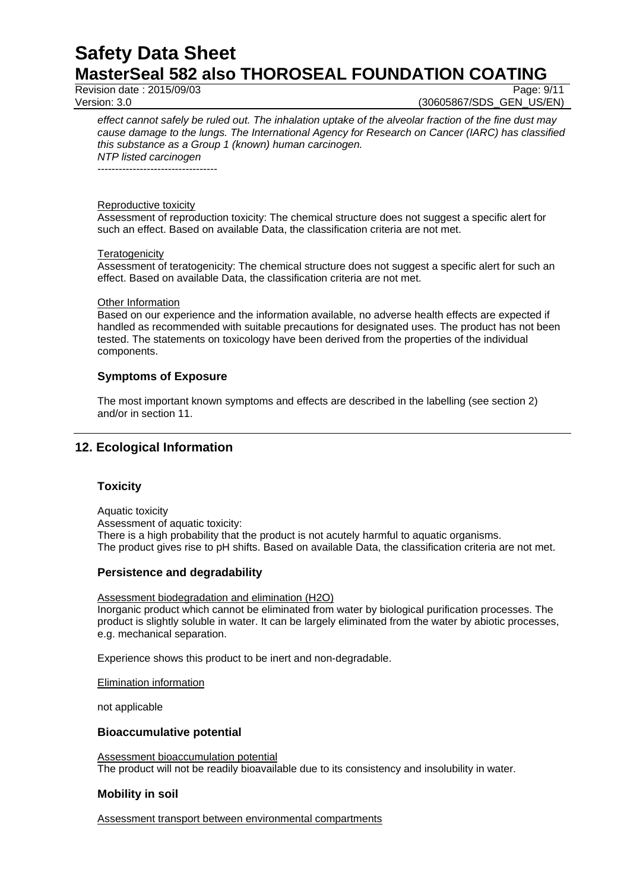*effect cannot safely be ruled out. The inhalation uptake of the alveolar fraction of the fine dust may cause damage to the lungs. The International Agency for Research on Cancer (IARC) has classified this substance as a Group 1 (known) human carcinogen.*
*NTP listed carcinogen*
----------------------------------

Reproductive toxicity
Assessment of reproduction toxicity: The chemical structure does not suggest a specific alert for such an effect. Based on available Data, the classification criteria are not met.

Teratogenicity
Assessment of teratogenicity: The chemical structure does not suggest a specific alert for such an effect. Based on available Data, the classification criteria are not met.

Other Information
Based on our experience and the information available, no adverse health effects are expected if handled as recommended with suitable precautions for designated uses. The product has not been tested. The statements on toxicology have been derived from the properties of the individual components.

### Symptoms of Exposure

The most important known symptoms and effects are described in the labelling (see section 2) and/or in section 11.

## 12. Ecological Information

### Toxicity

Aquatic toxicity
Assessment of aquatic toxicity:
There is a high probability that the product is not acutely harmful to aquatic organisms.
The product gives rise to pH shifts. Based on available Data, the classification criteria are not met.

### Persistence and degradability

Assessment biodegradation and elimination ($H_2O$)
Inorganic product which cannot be eliminated from water by biological purification processes. The product is slightly soluble in water. It can be largely eliminated from the water by abiotic processes, e.g. mechanical separation.

Experience shows this product to be inert and non-degradable.

Elimination information

not applicable

### Bioaccumulative potential

Assessment bioaccumulation potential
The product will not be readily bioavailable due to its consistency and insolubility in water.

### Mobility in soil

Assessment transport between environmental compartments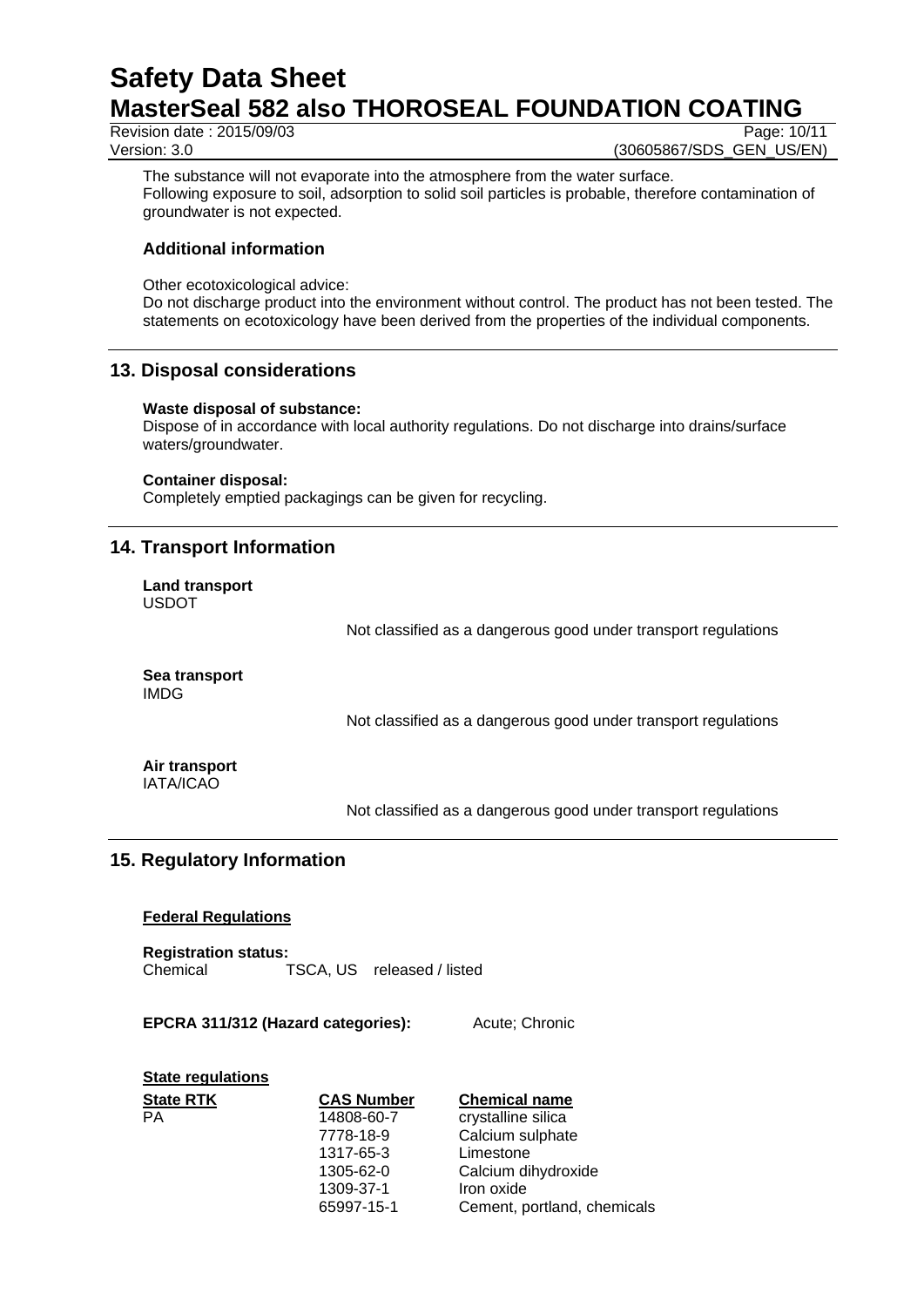The substance will not evaporate into the atmosphere from the water surface.
Following exposure to soil, adsorption to solid soil particles is probable, therefore contamination of groundwater is not expected.

### Additional information

Other ecotoxicological advice:
Do not discharge product into the environment without control. The product has not been tested. The statements on ecotoxicology have been derived from the properties of the individual components.

## 13. Disposal considerations

**Waste disposal of substance:**
Dispose of in accordance with local authority regulations. Do not discharge into drains/surface waters/groundwater.

**Container disposal:**
Completely emptied packagings can be given for recycling.

## 14. Transport Information

**Land transport**
USDOT

Not classified as a dangerous good under transport regulations

**Sea transport**
IMDG

Not classified as a dangerous good under transport regulations

**Air transport**
IATA/ICAO

Not classified as a dangerous good under transport regulations

## 15. Regulatory Information

**Federal Regulations**

**Registration status:**
Chemical TSCA, US released / listed

**EPCRA 311/312 (Hazard categories):** Acute; Chronic

**State regulations**

| State RTK | CAS Number | Chemical name |
|---|---|---|
| PA | 14808-60-7 | crystalline silica |
| | 7778-18-9 | Calcium sulphate |
| | 1317-65-3 | Limestone |
| | 1305-62-0 | Calcium dihydroxide |
| | 1309-37-1 | Iron oxide |
| | 65997-15-1 | Cement, portland, chemicals |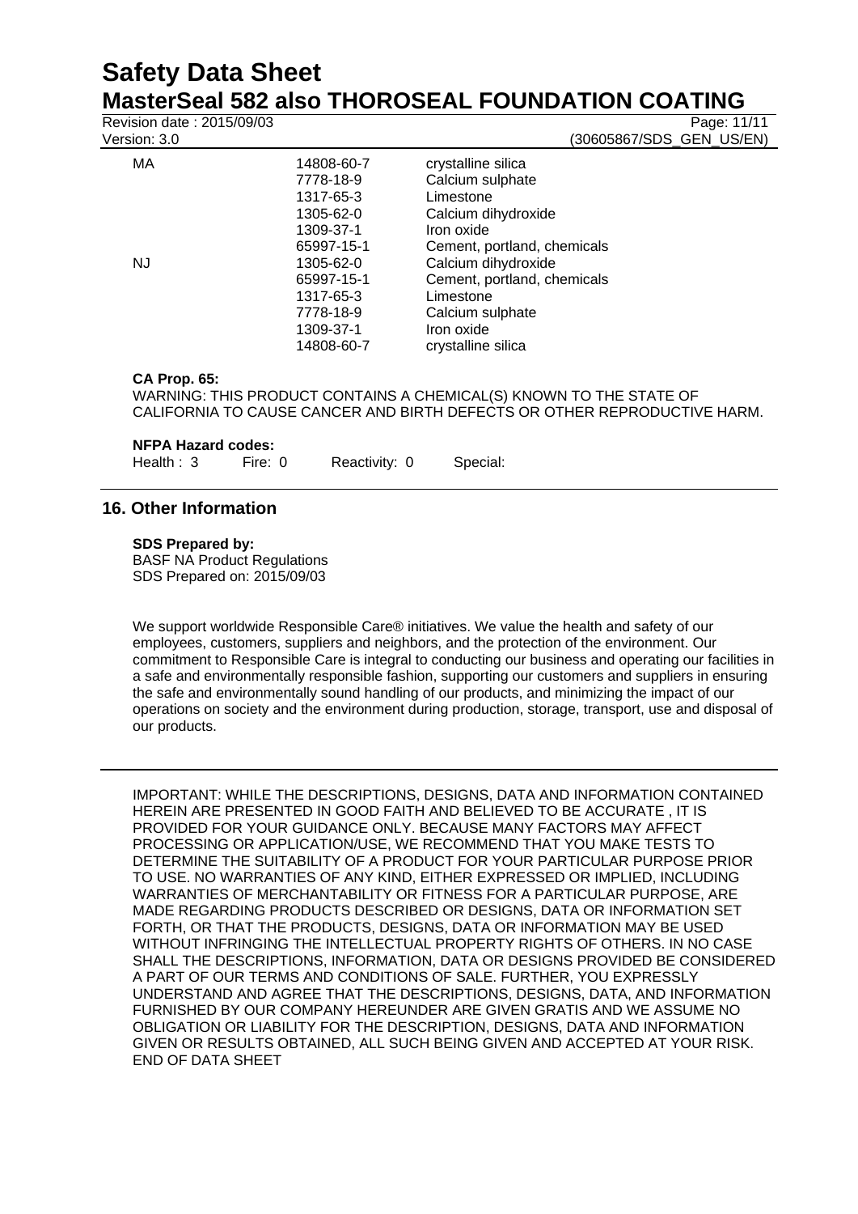| | | |
|---|---|---|
| MA | 14808-60-7 | crystalline silica |
| | 7778-18-9 | Calcium sulphate |
| | 1317-65-3 | Limestone |
| | 1305-62-0 | Calcium dihydroxide |
| | 1309-37-1 | Iron oxide |
| | 65997-15-1 | Cement, portland, chemicals |
| NJ | 1305-62-0 | Calcium dihydroxide |
| | 65997-15-1 | Cement, portland, chemicals |
| | 1317-65-3 | Limestone |
| | 7778-18-9 | Calcium sulphate |
| | 1309-37-1 | Iron oxide |
| | 14808-60-7 | crystalline silica |

**CA Prop. 65:**
WARNING: THIS PRODUCT CONTAINS A CHEMICAL(S) KNOWN TO THE STATE OF CALIFORNIA TO CAUSE CANCER AND BIRTH DEFECTS OR OTHER REPRODUCTIVE HARM.

**NFPA Hazard codes:**
Health : 3 Fire: 0 Reactivity: 0 Special:

## 16. Other Information

**SDS Prepared by:**
BASF NA Product Regulations
SDS Prepared on: 2015/09/03

We support worldwide Responsible Care® initiatives. We value the health and safety of our employees, customers, suppliers and neighbors, and the protection of the environment. Our commitment to Responsible Care is integral to conducting our business and operating our facilities in a safe and environmentally responsible fashion, supporting our customers and suppliers in ensuring the safe and environmentally sound handling of our products, and minimizing the impact of our operations on society and the environment during production, storage, transport, use and disposal of our products.

---

IMPORTANT: WHILE THE DESCRIPTIONS, DESIGNS, DATA AND INFORMATION CONTAINED HEREIN ARE PRESENTED IN GOOD FAITH AND BELIEVED TO BE ACCURATE , IT IS PROVIDED FOR YOUR GUIDANCE ONLY. BECAUSE MANY FACTORS MAY AFFECT PROCESSING OR APPLICATION/USE, WE RECOMMEND THAT YOU MAKE TESTS TO DETERMINE THE SUITABILITY OF A PRODUCT FOR YOUR PARTICULAR PURPOSE PRIOR TO USE. NO WARRANTIES OF ANY KIND, EITHER EXPRESSED OR IMPLIED, INCLUDING WARRANTIES OF MERCHANTABILITY OR FITNESS FOR A PARTICULAR PURPOSE, ARE MADE REGARDING PRODUCTS DESCRIBED OR DESIGNS, DATA OR INFORMATION SET FORTH, OR THAT THE PRODUCTS, DESIGNS, DATA OR INFORMATION MAY BE USED WITHOUT INFRINGING THE INTELLECTUAL PROPERTY RIGHTS OF OTHERS. IN NO CASE SHALL THE DESCRIPTIONS, INFORMATION, DATA OR DESIGNS PROVIDED BE CONSIDERED A PART OF OUR TERMS AND CONDITIONS OF SALE. FURTHER, YOU EXPRESSLY UNDERSTAND AND AGREE THAT THE DESCRIPTIONS, DESIGNS, DATA, AND INFORMATION FURNISHED BY OUR COMPANY HEREUNDER ARE GIVEN GRATIS AND WE ASSUME NO OBLIGATION OR LIABILITY FOR THE DESCRIPTION, DESIGNS, DATA AND INFORMATION GIVEN OR RESULTS OBTAINED, ALL SUCH BEING GIVEN AND ACCEPTED AT YOUR RISK.
END OF DATA SHEET